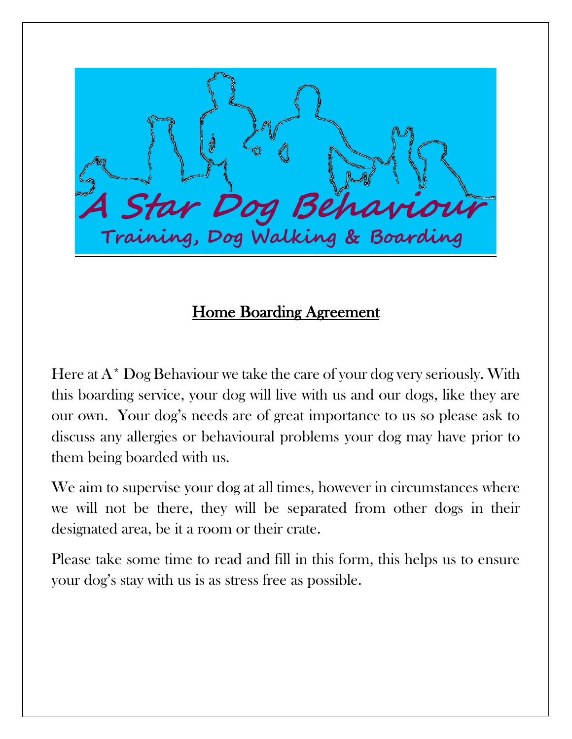A Star Dog Behaviour

Training, Dog Walking & Boarding

# Home Boarding Agreement

Here at A* Dog Behaviour we take the care of your dog very seriously. With this boarding service, your dog will live with us and our dogs, like they are our own. Your dog's needs are of great importance to us so please ask to discuss any allergies or behavioural problems your dog may have prior to them being boarded with us.

We aim to supervise your dog at all times, however in circumstances where we will not be there, they will be separated from other dogs in their designated area, be it a room or their crate.

Please take some time to read and fill in this form, this helps us to ensure your dog's stay with us is as stress free as possible.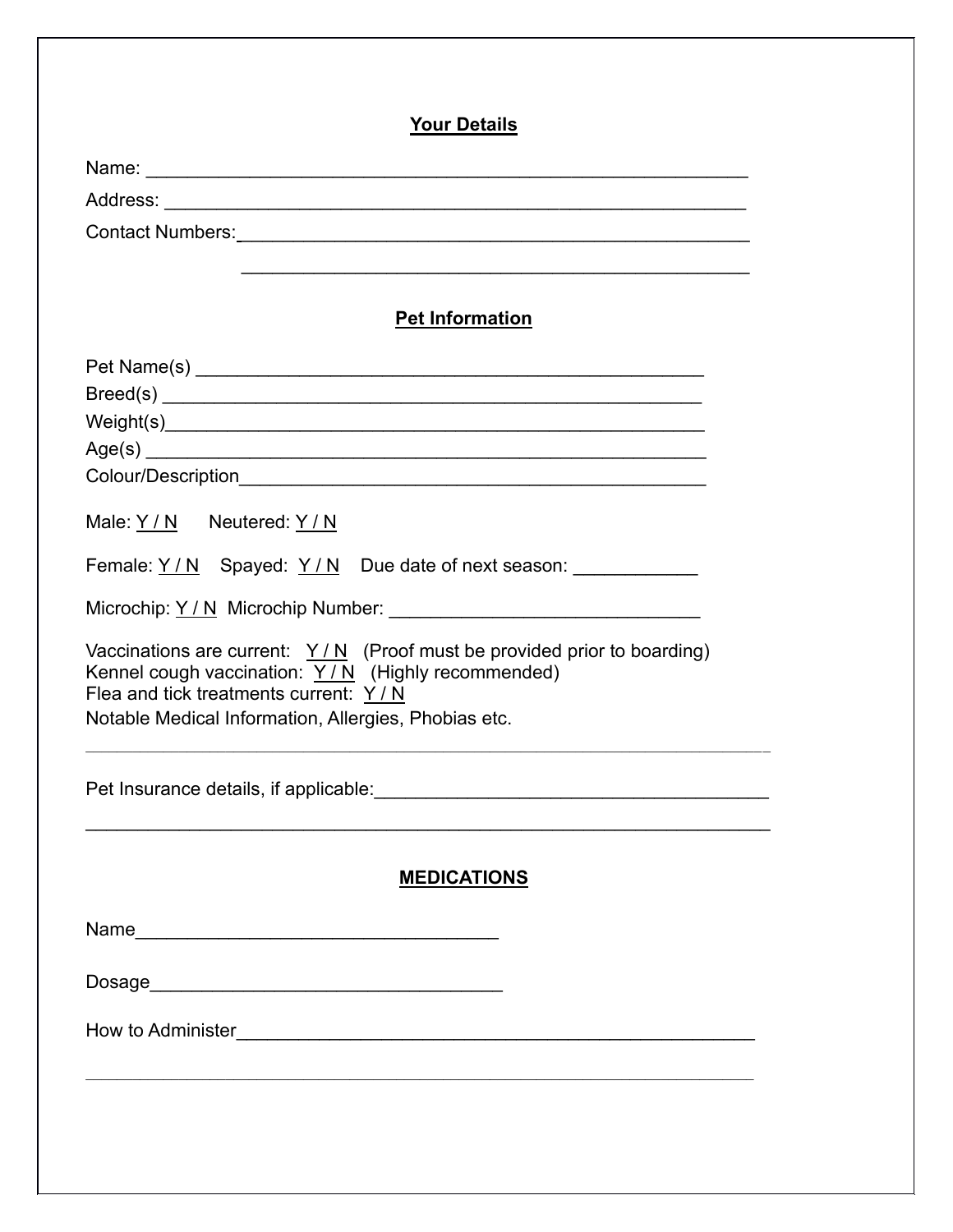## Your Details

Name: ____________________________________________________________

Address: __________________________________________________________

Contact Numbers:____________________________________________________

____________________________________________________

## Pet Information

Pet Name(s) ___________________________________________________
Breed(s) ______________________________________________________
Weight(s)______________________________________________________
Age(s) ________________________________________________________
Colour/Description_______________________________________________

Male: Y / N     Neutered: Y / N

Female: Y / N    Spayed: Y / N    Due date of next season: ____________

Microchip: Y / N  Microchip Number: ______________________________

Vaccinations are current:  Y / N  (Proof must be provided prior to boarding)
Kennel cough vaccination:  Y / N  (Highly recommended)
Flea and tick treatments current:  Y / N
Notable Medical Information, Allergies, Phobias etc.

_____________________________________________________________________

Pet Insurance details, if applicable:_______________________________________

_____________________________________________________________________

## MEDICATIONS

Name___________________________________

Dosage__________________________________

How to Administer_____________________________________________________

_____________________________________________________________________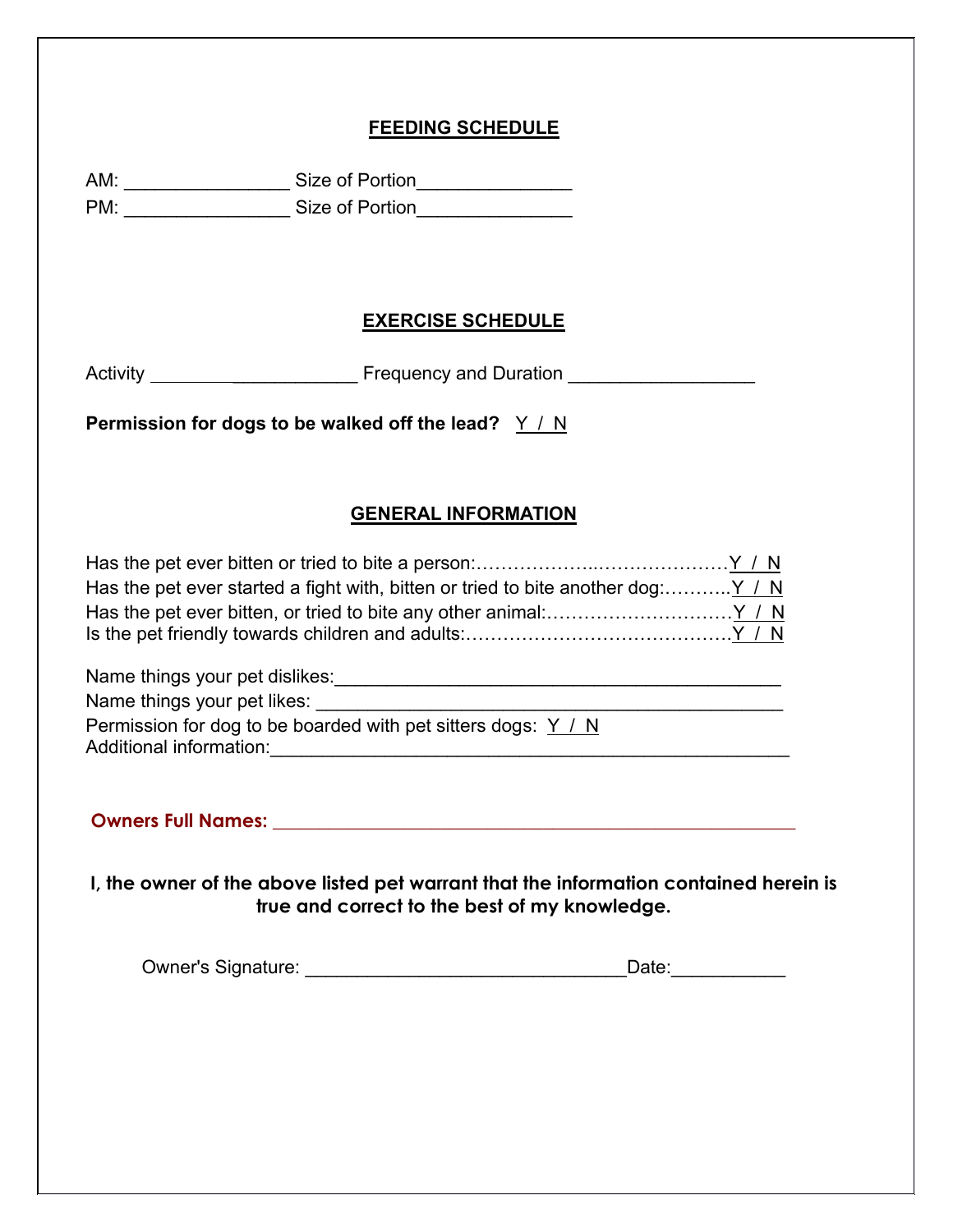## FEEDING SCHEDULE

AM: _______________ Size of Portion______________
PM: _______________ Size of Portion______________

## EXERCISE SCHEDULE

Activity ___________________ Frequency and Duration _________________

**Permission for dogs to be walked off the lead?** Y / N

## GENERAL INFORMATION

Has the pet ever bitten or tried to bite a person:……………….…………………Y / N
Has the pet ever started a fight with, bitten or tried to bite another dog:………..Y / N
Has the pet ever bitten, or tried to bite any other animal:…………………………Y / N
Is the pet friendly towards children and adults:……………………………………Y / N

Name things your pet dislikes:__________________________________________
Name things your pet likes: ____________________________________________
Permission for dog to be boarded with pet sitters dogs: Y / N
Additional information:________________________________________________

**Owners Full Names:** ________________________________________________

**I, the owner of the above listed pet warrant that the information contained herein is true and correct to the best of my knowledge.**

Owner's Signature: ______________________________Date:___________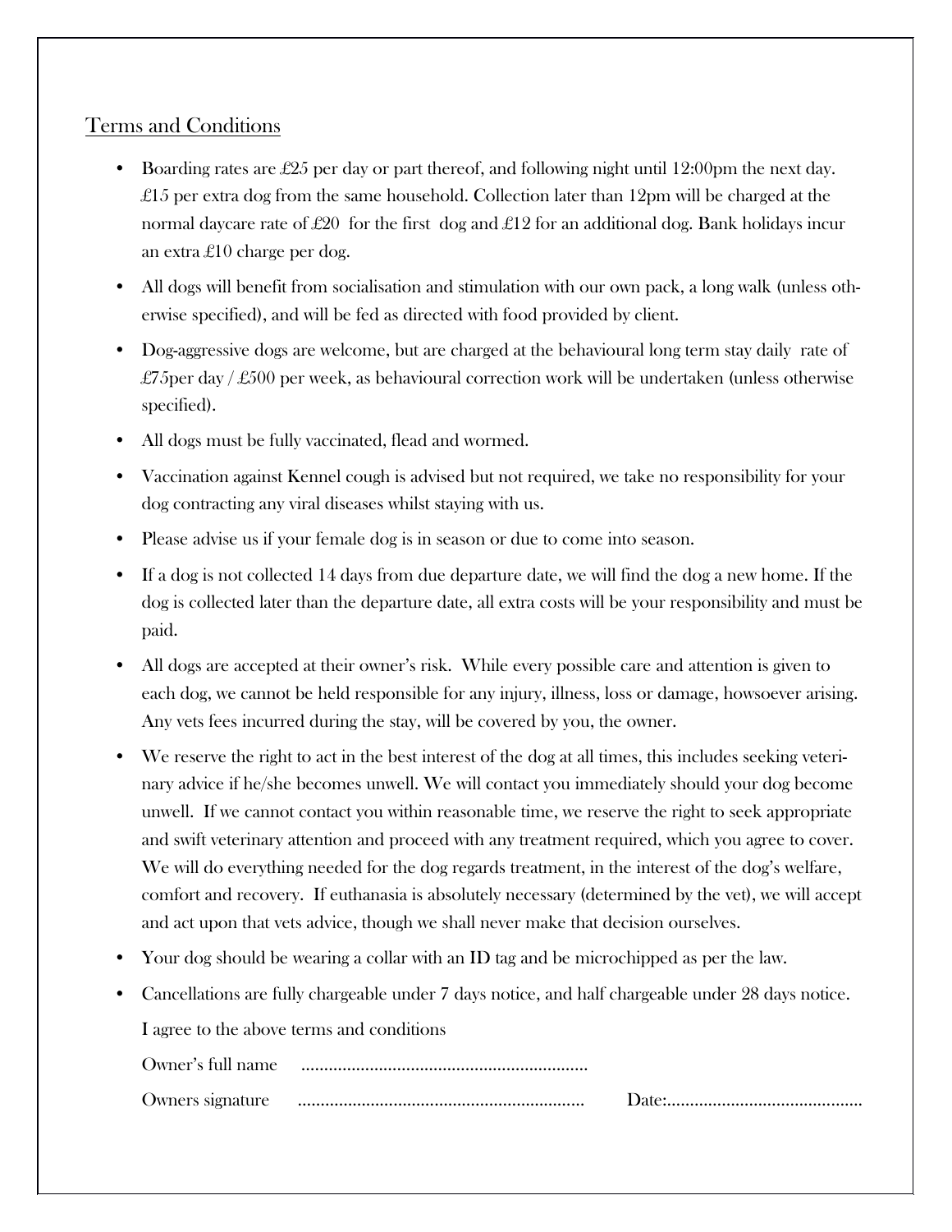## Terms and Conditions

- Boarding rates are £25 per day or part thereof, and following night until 12:00pm the next day. £15 per extra dog from the same household. Collection later than 12pm will be charged at the normal daycare rate of £20 for the first dog and £12 for an additional dog. Bank holidays incur an extra £10 charge per dog.
- All dogs will benefit from socialisation and stimulation with our own pack, a long walk (unless otherwise specified), and will be fed as directed with food provided by client.
- Dog-aggressive dogs are welcome, but are charged at the behavioural long term stay daily rate of £75per day / £500 per week, as behavioural correction work will be undertaken (unless otherwise specified).
- All dogs must be fully vaccinated, flead and wormed.
- Vaccination against Kennel cough is advised but not required, we take no responsibility for your dog contracting any viral diseases whilst staying with us.
- Please advise us if your female dog is in season or due to come into season.
- If a dog is not collected 14 days from due departure date, we will find the dog a new home. If the dog is collected later than the departure date, all extra costs will be your responsibility and must be paid.
- All dogs are accepted at their owner's risk. While every possible care and attention is given to each dog, we cannot be held responsible for any injury, illness, loss or damage, howsoever arising. Any vets fees incurred during the stay, will be covered by you, the owner.
- We reserve the right to act in the best interest of the dog at all times, this includes seeking veterinary advice if he/she becomes unwell. We will contact you immediately should your dog become unwell. If we cannot contact you within reasonable time, we reserve the right to seek appropriate and swift veterinary attention and proceed with any treatment required, which you agree to cover. We will do everything needed for the dog regards treatment, in the interest of the dog's welfare, comfort and recovery. If euthanasia is absolutely necessary (determined by the vet), we will accept and act upon that vets advice, though we shall never make that decision ourselves.
- Your dog should be wearing a collar with an ID tag and be microchipped as per the law.
- Cancellations are fully chargeable under 7 days notice, and half chargeable under 28 days notice.

I agree to the above terms and conditions

Owner's full name ..............................................................

Owners signature .............................................................. Date:..........................................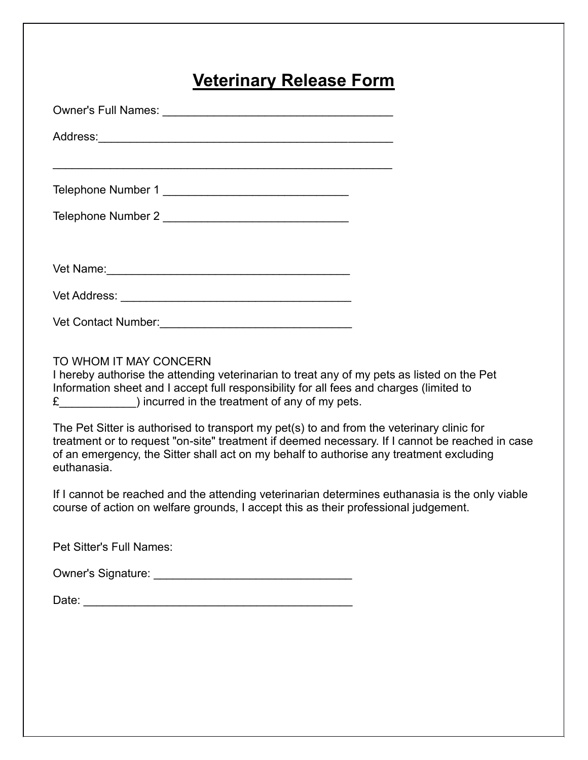# Veterinary Release Form

Owner's Full Names: ____________________________________

Address:_______________________________________________

______________________________________________________

Telephone Number 1 _____________________________

Telephone Number 2 _____________________________

Vet Name:______________________________________

Vet Address: ____________________________________

Vet Contact Number:______________________________

TO WHOM IT MAY CONCERN
I hereby authorise the attending veterinarian to treat any of my pets as listed on the Pet Information sheet and I accept full responsibility for all fees and charges (limited to £____________) incurred in the treatment of any of my pets.

The Pet Sitter is authorised to transport my pet(s) to and from the veterinary clinic for treatment or to request "on-site" treatment if deemed necessary. If I cannot be reached in case of an emergency, the Sitter shall act on my behalf to authorise any treatment excluding euthanasia.

If I cannot be reached and the attending veterinarian determines euthanasia is the only viable course of action on welfare grounds, I accept this as their professional judgement.

Pet Sitter's Full Names:

Owner's Signature: _______________________________

Date: ___________________________________________